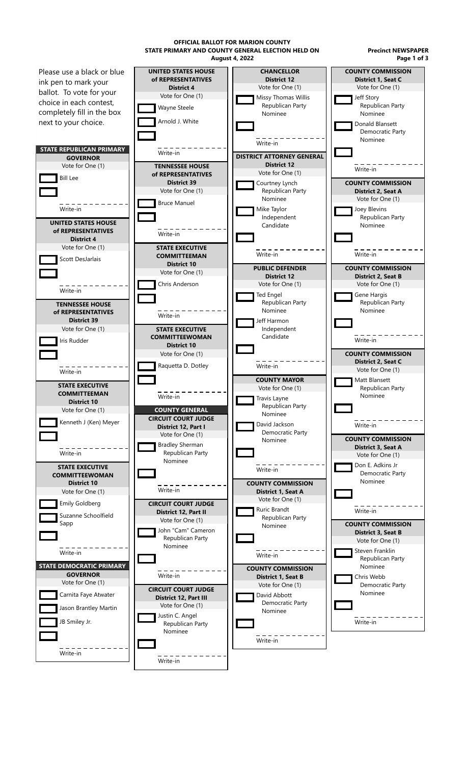**OFFICIAL BALLOT FOR MARION COUNTY**
**STATE PRIMARY AND COUNTY GENERAL ELECTION HELD ON**
**August 4, 2022**

**Precinct NEWSPAPER**

Please use a black or blue ink pen to mark your ballot. To vote for your choice in each contest, completely fill in the box next to your choice.

## STATE REPUBLICAN PRIMARY

### GOVERNOR
Vote for One (1)

- Bill Lee
- Write-in

### UNITED STATES HOUSE of REPRESENTATIVES District 4
Vote for One (1)

- Scott DesJarlais
- Write-in

### TENNESSEE HOUSE of REPRESENTATIVES District 39
Vote for One (1)

- Iris Rudder
- Write-in

### STATE EXECUTIVE COMMITTEEMAN District 10
Vote for One (1)

- Kenneth J (Ken) Meyer
- Write-in

### STATE EXECUTIVE COMMITTEEWOMAN District 10
Vote for One (1)

- Emily Goldberg
- Suzanne Schoolfield Sapp
- Write-in

## STATE DEMOCRATIC PRIMARY

### GOVERNOR
Vote for One (1)

- Carnita Faye Atwater
- Jason Brantley Martin
- JB Smiley Jr.
- Write-in

### UNITED STATES HOUSE of REPRESENTATIVES District 4
Vote for One (1)

- Wayne Steele
- Arnold J. White
- Write-in

### TENNESSEE HOUSE of REPRESENTATIVES District 39
Vote for One (1)

- Bruce Manuel
- Write-in

### STATE EXECUTIVE COMMITTEEMAN District 10
Vote for One (1)

- Chris Anderson
- Write-in

### STATE EXECUTIVE COMMITTEEWOMAN District 10
Vote for One (1)

- Raquetta D. Dotley
- Write-in

## COUNTY GENERAL

### CIRCUIT COURT JUDGE District 12, Part I
Vote for One (1)

- Bradley Sherman, Republican Party Nominee
- Write-in

### CIRCUIT COURT JUDGE District 12, Part II
Vote for One (1)

- John "Cam" Cameron, Republican Party Nominee
- Write-in

### CIRCUIT COURT JUDGE District 12, Part III
Vote for One (1)

- Justin C. Angel, Republican Party Nominee
- Write-in

### CHANCELLOR District 12
Vote for One (1)

- Missy Thomas Willis, Republican Party Nominee
- Write-in

### DISTRICT ATTORNEY GENERAL District 12
Vote for One (1)

- Courtney Lynch, Republican Party Nominee
- Mike Taylor, Independent Candidate
- Write-in

### PUBLIC DEFENDER District 12
Vote for One (1)

- Ted Engel, Republican Party Nominee
- Jeff Harmon, Independent Candidate
- Write-in

### COUNTY MAYOR
Vote for One (1)

- Travis Layne, Republican Party Nominee
- David Jackson, Democratic Party Nominee
- Write-in

### COUNTY COMMISSION District 1, Seat A
Vote for One (1)

- Ruric Brandt, Republican Party Nominee
- Write-in

### COUNTY COMMISSION District 1, Seat B
Vote for One (1)

- David Abbott, Democratic Party Nominee
- Write-in

### COUNTY COMMISSION District 1, Seat C
Vote for One (1)

- Jeff Story, Republican Party Nominee
- Donald Blansett, Democratic Party Nominee
- Write-in

### COUNTY COMMISSION District 2, Seat A
Vote for One (1)

- Joey Blevins, Republican Party Nominee
- Write-in

### COUNTY COMMISSION District 2, Seat B
Vote for One (1)

- Gene Hargis, Republican Party Nominee
- Write-in

### COUNTY COMMISSION District 2, Seat C
Vote for One (1)

- Matt Blansett, Republican Party Nominee
- Write-in

### COUNTY COMMISSION District 3, Seat A
Vote for One (1)

- Don E. Adkins Jr, Democratic Party Nominee
- Write-in

### COUNTY COMMISSION District 3, Seat B
Vote for One (1)

- Steven Franklin, Republican Party Nominee
- Chris Webb, Democratic Party Nominee
- Write-in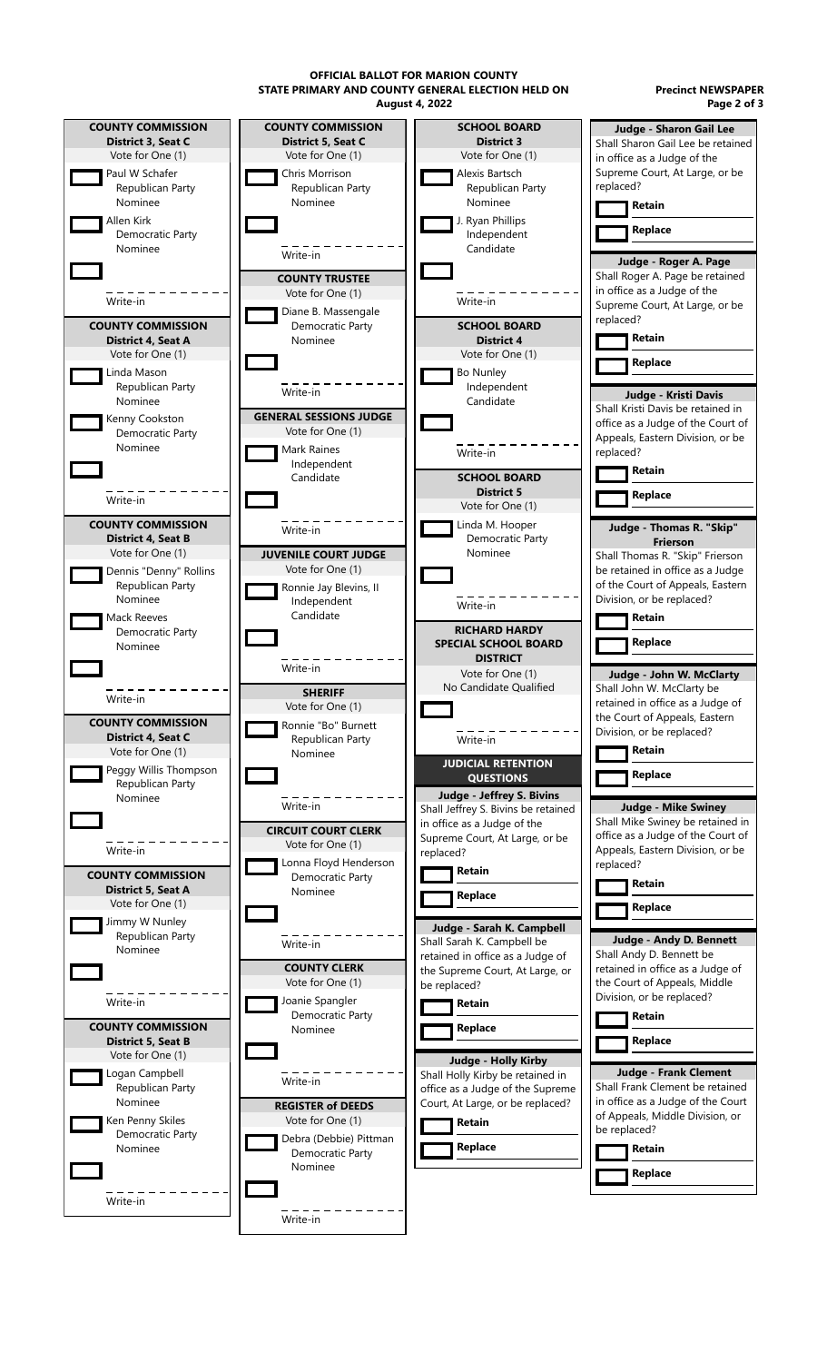**OFFICIAL BALLOT FOR MARION COUNTY**
**STATE PRIMARY AND COUNTY GENERAL ELECTION HELD ON**
**August 4, 2022**

**Precinct NEWSPAPER**

### COUNTY COMMISSION District 3, Seat C
Vote for One (1)

- Paul W Schafer, Republican Party Nominee
- Allen Kirk, Democratic Party Nominee
- Write-in

### COUNTY COMMISSION District 4, Seat A
Vote for One (1)

- Linda Mason, Republican Party Nominee
- Kenny Cookston, Democratic Party Nominee
- Write-in

### COUNTY COMMISSION District 4, Seat B
Vote for One (1)

- Dennis "Denny" Rollins, Republican Party Nominee
- Mack Reeves, Democratic Party Nominee
- Write-in

### COUNTY COMMISSION District 4, Seat C
Vote for One (1)

- Peggy Willis Thompson, Republican Party Nominee
- Write-in

### COUNTY COMMISSION District 5, Seat A
Vote for One (1)

- Jimmy W Nunley, Republican Party Nominee
- Write-in

### COUNTY COMMISSION District 5, Seat B
Vote for One (1)

- Logan Campbell, Republican Party Nominee
- Ken Penny Skiles, Democratic Party Nominee
- Write-in

### COUNTY COMMISSION District 5, Seat C
Vote for One (1)

- Chris Morrison, Republican Party Nominee
- Write-in

### COUNTY TRUSTEE
Vote for One (1)

- Diane B. Massengale, Democratic Party Nominee
- Write-in

### GENERAL SESSIONS JUDGE
Vote for One (1)

- Mark Raines, Independent Candidate
- Write-in

### JUVENILE COURT JUDGE
Vote for One (1)

- Ronnie Jay Blevins, II, Independent Candidate
- Write-in

### SHERIFF
Vote for One (1)

- Ronnie "Bo" Burnett, Republican Party Nominee
- Write-in

### CIRCUIT COURT CLERK
Vote for One (1)

- Lonna Floyd Henderson, Democratic Party Nominee
- Write-in

### COUNTY CLERK
Vote for One (1)

- Joanie Spangler, Democratic Party Nominee
- Write-in

### REGISTER of DEEDS
Vote for One (1)

- Debra (Debbie) Pittman, Democratic Party Nominee
- Write-in

### SCHOOL BOARD District 3
Vote for One (1)

- Alexis Bartsch, Republican Party Nominee
- J. Ryan Phillips, Independent Candidate
- Write-in

### SCHOOL BOARD District 4
Vote for One (1)

- Bo Nunley, Independent Candidate
- Write-in

### SCHOOL BOARD District 5
Vote for One (1)

- Linda M. Hooper, Democratic Party Nominee
- Write-in

### RICHARD HARDY SPECIAL SCHOOL BOARD DISTRICT
Vote for One (1)
No Candidate Qualified

- Write-in

### JUDICIAL RETENTION QUESTIONS

**Judge - Jeffrey S. Bivins**
Shall Jeffrey S. Bivins be retained in office as a Judge of the Supreme Court, At Large, or be replaced?

- Retain
- Replace

**Judge - Sarah K. Campbell**
Shall Sarah K. Campbell be retained in office as a Judge of the Supreme Court, At Large, or be replaced?

- Retain
- Replace

**Judge - Holly Kirby**
Shall Holly Kirby be retained in office as a Judge of the Supreme Court, At Large, or be replaced?

- Retain
- Replace

**Judge - Sharon Gail Lee**
Shall Sharon Gail Lee be retained in office as a Judge of the Supreme Court, At Large, or be replaced?

- Retain
- Replace

**Judge - Roger A. Page**
Shall Roger A. Page be retained in office as a Judge of the Supreme Court, At Large, or be replaced?

- Retain
- Replace

**Judge - Kristi Davis**
Shall Kristi Davis be retained in office as a Judge of the Court of Appeals, Eastern Division, or be replaced?

- Retain
- Replace

**Judge - Thomas R. "Skip" Frierson**
Shall Thomas R. "Skip" Frierson be retained in office as a Judge of the Court of Appeals, Eastern Division, or be replaced?

- Retain
- Replace

**Judge - John W. McClarty**
Shall John W. McClarty be retained in office as a Judge of the Court of Appeals, Eastern Division, or be replaced?

- Retain
- Replace

**Judge - Mike Swiney**
Shall Mike Swiney be retained in office as a Judge of the Court of Appeals, Eastern Division, or be replaced?

- Retain
- Replace

**Judge - Andy D. Bennett**
Shall Andy D. Bennett be retained in office as a Judge of the Court of Appeals, Middle Division, or be replaced?

- Retain
- Replace

**Judge - Frank Clement**
Shall Frank Clement be retained in office as a Judge of the Court of Appeals, Middle Division, or be replaced?

- Retain
- Replace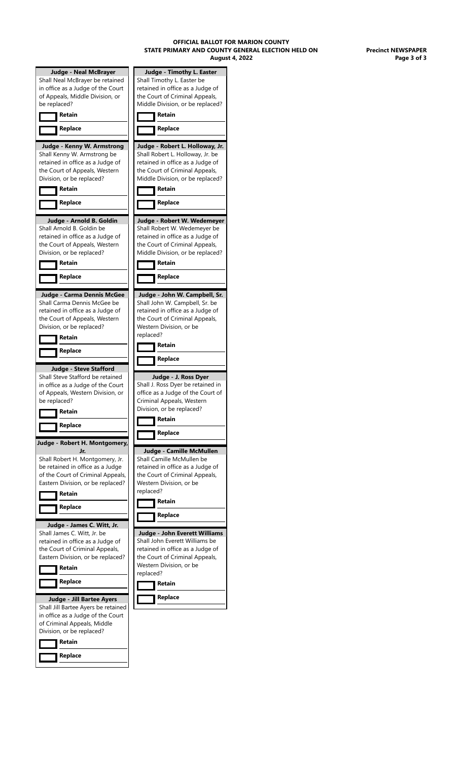**OFFICIAL BALLOT FOR MARION COUNTY**
**STATE PRIMARY AND COUNTY GENERAL ELECTION HELD ON**
**August 4, 2022**

**Precinct NEWSPAPER**

### Judge - Neal McBrayer

Shall Neal McBrayer be retained in office as a Judge of the Court of Appeals, Middle Division, or be replaced?

- [ ] **Retain**
- [ ] **Replace**

### Judge - Kenny W. Armstrong

Shall Kenny W. Armstrong be retained in office as a Judge of the Court of Appeals, Western Division, or be replaced?

- [ ] **Retain**
- [ ] **Replace**

### Judge - Arnold B. Goldin

Shall Arnold B. Goldin be retained in office as a Judge of the Court of Appeals, Western Division, or be replaced?

- [ ] **Retain**
- [ ] **Replace**

### Judge - Carma Dennis McGee

Shall Carma Dennis McGee be retained in office as a Judge of the Court of Appeals, Western Division, or be replaced?

- [ ] **Retain**
- [ ] **Replace**

### Judge - Steve Stafford

Shall Steve Stafford be retained in office as a Judge of the Court of Appeals, Western Division, or be replaced?

- [ ] **Retain**
- [ ] **Replace**

### Judge - Robert H. Montgomery, Jr.

Shall Robert H. Montgomery, Jr. be retained in office as a Judge of the Court of Criminal Appeals, Eastern Division, or be replaced?

- [ ] **Retain**
- [ ] **Replace**

### Judge - James C. Witt, Jr.

Shall James C. Witt, Jr. be retained in office as a Judge of the Court of Criminal Appeals, Eastern Division, or be replaced?

- [ ] **Retain**
- [ ] **Replace**

### Judge - Jill Bartee Ayers

Shall Jill Bartee Ayers be retained in office as a Judge of the Court of Criminal Appeals, Middle Division, or be replaced?

- [ ] **Retain**
- [ ] **Replace**

### Judge - Timothy L. Easter

Shall Timothy L. Easter be retained in office as a Judge of the Court of Criminal Appeals, Middle Division, or be replaced?

- [ ] **Retain**
- [ ] **Replace**

### Judge - Robert L. Holloway, Jr.

Shall Robert L. Holloway, Jr. be retained in office as a Judge of the Court of Criminal Appeals, Middle Division, or be replaced?

- [ ] **Retain**
- [ ] **Replace**

### Judge - Robert W. Wedemeyer

Shall Robert W. Wedemeyer be retained in office as a Judge of the Court of Criminal Appeals, Middle Division, or be replaced?

- [ ] **Retain**
- [ ] **Replace**

### Judge - John W. Campbell, Sr.

Shall John W. Campbell, Sr. be retained in office as a Judge of the Court of Criminal Appeals, Western Division, or be replaced?

- [ ] **Retain**
- [ ] **Replace**

### Judge - J. Ross Dyer

Shall J. Ross Dyer be retained in office as a Judge of the Court of Criminal Appeals, Western Division, or be replaced?

- [ ] **Retain**
- [ ] **Replace**

### Judge - Camille McMullen

Shall Camille McMullen be retained in office as a Judge of the Court of Criminal Appeals, Western Division, or be replaced?

- [ ] **Retain**
- [ ] **Replace**

### Judge - John Everett Williams

Shall John Everett Williams be retained in office as a Judge of the Court of Criminal Appeals, Western Division, or be replaced?

- [ ] **Retain**
- [ ] **Replace**